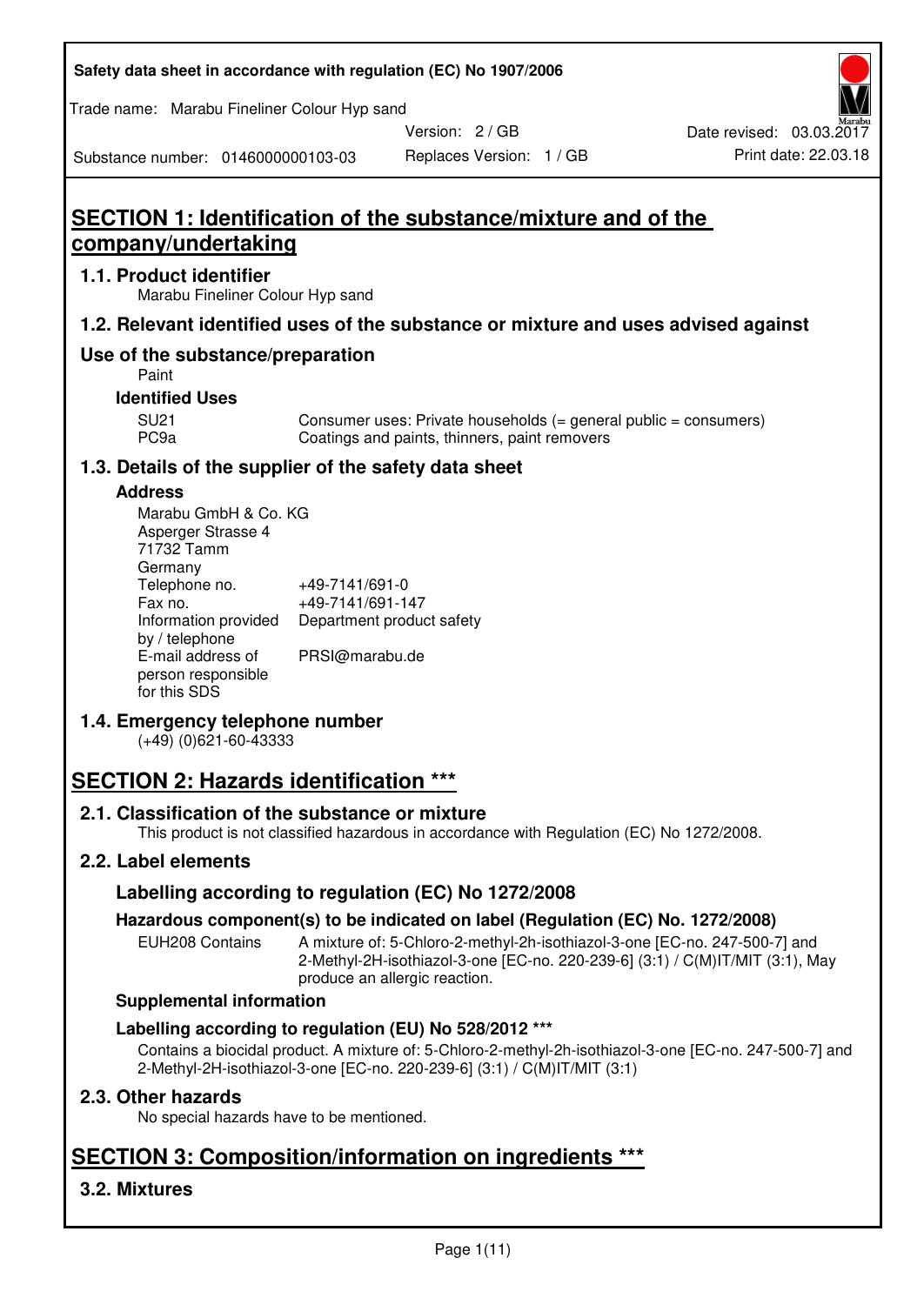Safety data sheet in accordance with regulation (EC) No 1907/2006

Trade name: Marabu Fineliner Colour Hyp sand

Version: 2 / GB

Date revised: 03.03.2017

Substance number: 0146000000103-03

Replaces Version: 1 / GB

Print date: 22.03.18

# SECTION 1: Identification of the substance/mixture and of the company/undertaking

## 1.1. Product identifier

Marabu Fineliner Colour Hyp sand

## 1.2. Relevant identified uses of the substance or mixture and uses advised against

## Use of the substance/preparation

Paint

### Identified Uses

| | |
|---|---|
| SU21 | Consumer uses: Private households (= general public = consumers) |
| PC9a | Coatings and paints, thinners, paint removers |

## 1.3. Details of the supplier of the safety data sheet

### Address

Marabu GmbH & Co. KG
Asperger Strasse 4
71732 Tamm
Germany

| | |
|---|---|
| Telephone no. | +49-7141/691-0 |
| Fax no. | +49-7141/691-147 |
| Information provided by / telephone | Department product safety |
| E-mail address of person responsible for this SDS | PRSI@marabu.de |

## 1.4. Emergency telephone number

(+49) (0)621-60-43333

# SECTION 2: Hazards identification ***

## 2.1. Classification of the substance or mixture

This product is not classified hazardous in accordance with Regulation (EC) No 1272/2008.

## 2.2. Label elements

### Labelling according to regulation (EC) No 1272/2008

### Hazardous component(s) to be indicated on label (Regulation (EC) No. 1272/2008)

EUH208 Contains: A mixture of: 5-Chloro-2-methyl-2h-isothiazol-3-one [EC-no. 247-500-7] and 2-Methyl-2H-isothiazol-3-one [EC-no. 220-239-6] (3:1) / C(M)IT/MIT (3:1), May produce an allergic reaction.

### Supplemental information

### Labelling according to regulation (EU) No 528/2012 ***

Contains a biocidal product. A mixture of: 5-Chloro-2-methyl-2h-isothiazol-3-one [EC-no. 247-500-7] and 2-Methyl-2H-isothiazol-3-one [EC-no. 220-239-6] (3:1) / C(M)IT/MIT (3:1)

## 2.3. Other hazards

No special hazards have to be mentioned.

# SECTION 3: Composition/information on ingredients ***

## 3.2. Mixtures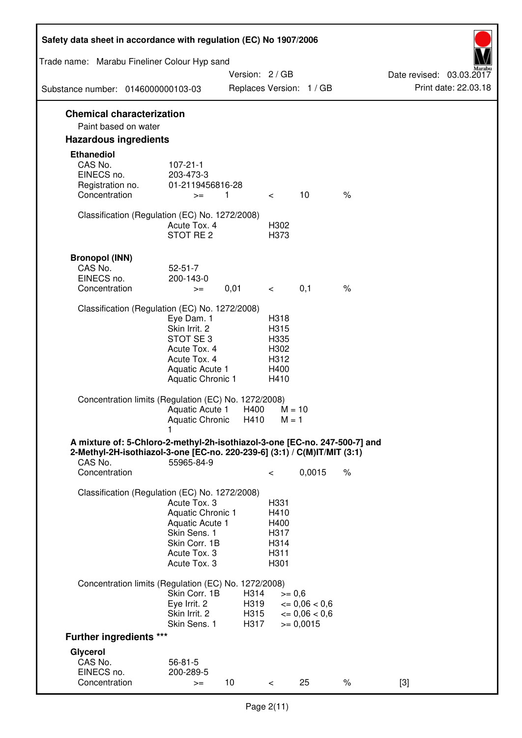## Chemical characterization

Paint based on water

## Hazardous ingredients

### Ethanediol

| | | | | | |
|---|---|---|---|---|---|
| CAS No. | 107-21-1 | | | | |
| EINECS no. | 203-473-3 | | | | |
| Registration no. | 01-2119456816-28 | | | | |
| Concentration | >= | 1 | < | 10 | % |

Classification (Regulation (EC) No. 1272/2008)

| | |
|---|---|
| Acute Tox. 4 | H302 |
| STOT RE 2 | H373 |

### Bronopol (INN)

| | | | | | |
|---|---|---|---|---|---|
| CAS No. | 52-51-7 | | | | |
| EINECS no. | 200-143-0 | | | | |
| Concentration | >= | 0,01 | < | 0,1 | % |

Classification (Regulation (EC) No. 1272/2008)

| | |
|---|---|
| Eye Dam. 1 | H318 |
| Skin Irrit. 2 | H315 |
| STOT SE 3 | H335 |
| Acute Tox. 4 | H302 |
| Acute Tox. 4 | H312 |
| Aquatic Acute 1 | H400 |
| Aquatic Chronic 1 | H410 |

Concentration limits (Regulation (EC) No. 1272/2008)

| | | |
|---|---|---|
| Aquatic Acute 1 | H400 | M = 10 |
| Aquatic Chronic 1 | H410 | M = 1 |

### A mixture of: 5-Chloro-2-methyl-2h-isothiazol-3-one [EC-no. 247-500-7] and 2-Methyl-2H-isothiazol-3-one [EC-no. 220-239-6] (3:1) / C(M)IT/MIT (3:1)

| | | | |
|---|---|---|---|
| CAS No. | 55965-84-9 | | |
| Concentration | < | 0,0015 | % |

Classification (Regulation (EC) No. 1272/2008)

| | |
|---|---|
| Acute Tox. 3 | H331 |
| Aquatic Chronic 1 | H410 |
| Aquatic Acute 1 | H400 |
| Skin Sens. 1 | H317 |
| Skin Corr. 1B | H314 |
| Acute Tox. 3 | H311 |
| Acute Tox. 3 | H301 |

Concentration limits (Regulation (EC) No. 1272/2008)

| | | |
|---|---|---|
| Skin Corr. 1B | H314 | >= 0,6 |
| Eye Irrit. 2 | H319 | <= 0,06 < 0,6 |
| Skin Irrit. 2 | H315 | <= 0,06 < 0,6 |
| Skin Sens. 1 | H317 | >= 0,0015 |

## Further ingredients ***

### Glycerol

| | | | | | | |
|---|---|---|---|---|---|---|
| CAS No. | 56-81-5 | | | | | |
| EINECS no. | 200-289-5 | | | | | |
| Concentration | >= | 10 | < | 25 | % | [3] |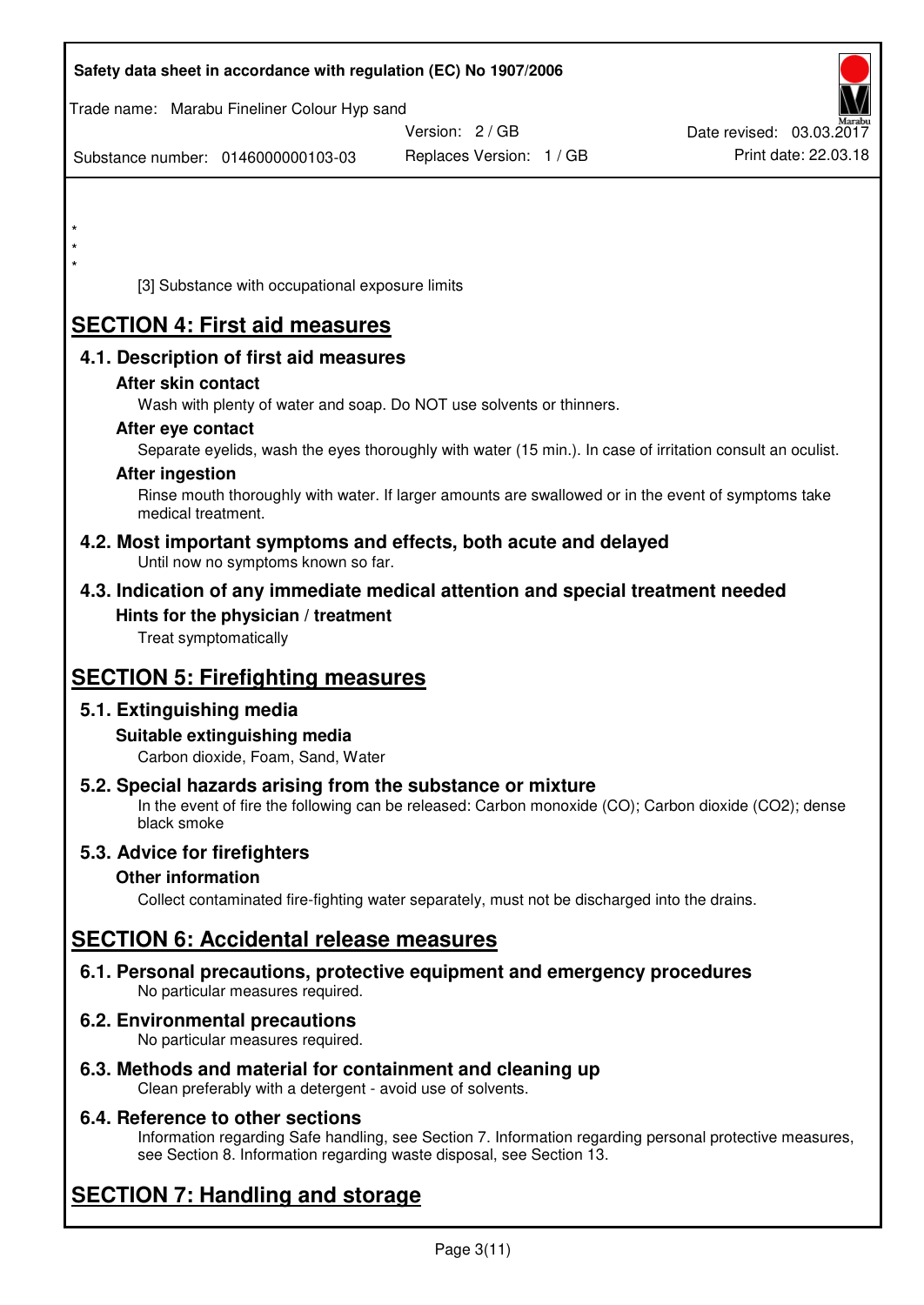\*
\*
\*

[3] Substance with occupational exposure limits

# SECTION 4: First aid measures

## 4.1. Description of first aid measures

### After skin contact

Wash with plenty of water and soap. Do NOT use solvents or thinners.

### After eye contact

Separate eyelids, wash the eyes thoroughly with water (15 min.). In case of irritation consult an oculist.

### After ingestion

Rinse mouth thoroughly with water. If larger amounts are swallowed or in the event of symptoms take medical treatment.

## 4.2. Most important symptoms and effects, both acute and delayed

Until now no symptoms known so far.

## 4.3. Indication of any immediate medical attention and special treatment needed

### Hints for the physician / treatment

Treat symptomatically

# SECTION 5: Firefighting measures

## 5.1. Extinguishing media

### Suitable extinguishing media

Carbon dioxide, Foam, Sand, Water

## 5.2. Special hazards arising from the substance or mixture

In the event of fire the following can be released: Carbon monoxide (CO); Carbon dioxide ($CO_2$); dense black smoke

## 5.3. Advice for firefighters

### Other information

Collect contaminated fire-fighting water separately, must not be discharged into the drains.

# SECTION 6: Accidental release measures

## 6.1. Personal precautions, protective equipment and emergency procedures

No particular measures required.

## 6.2. Environmental precautions

No particular measures required.

## 6.3. Methods and material for containment and cleaning up

Clean preferably with a detergent - avoid use of solvents.

## 6.4. Reference to other sections

Information regarding Safe handling, see Section 7. Information regarding personal protective measures, see Section 8. Information regarding waste disposal, see Section 13.

# SECTION 7: Handling and storage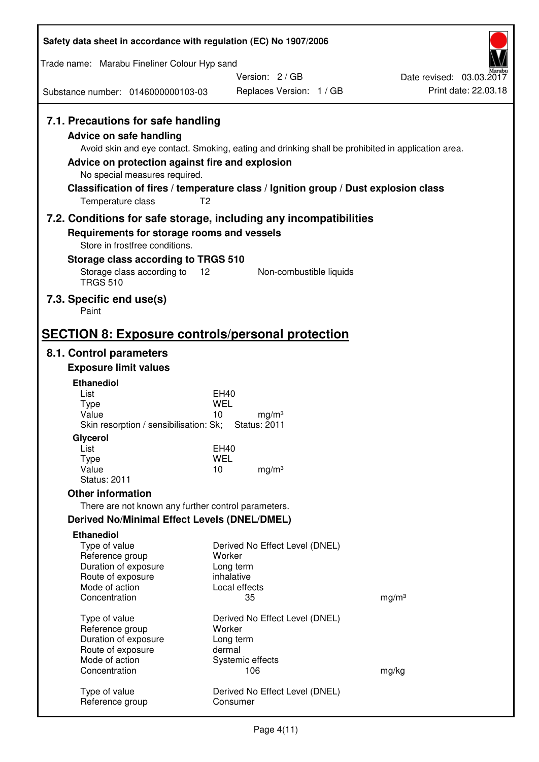### 7.1. Precautions for safe handling

**Advice on safe handling**

Avoid skin and eye contact. Smoking, eating and drinking shall be prohibited in application area.

**Advice on protection against fire and explosion**

No special measures required.

**Classification of fires / temperature class / Ignition group / Dust explosion class**

Temperature class T2

### 7.2. Conditions for safe storage, including any incompatibilities

**Requirements for storage rooms and vessels**

Store in frostfree conditions.

**Storage class according to TRGS 510**

Storage class according to TRGS 510 &nbsp;&nbsp; 12 &nbsp;&nbsp; Non-combustible liquids

### 7.3. Specific end use(s)

Paint

## SECTION 8: Exposure controls/personal protection

### 8.1. Control parameters

**Exposure limit values**

**Ethanediol**

| | |
|---|---|
| List | EH40 |
| Type | WEL |
| Value | 10 mg/m³ |

Skin resorption / sensibilisation: Sk; Status: 2011

**Glycerol**

| | |
|---|---|
| List | EH40 |
| Type | WEL |
| Value | 10 mg/m³ |

Status: 2011

**Other information**

There are not known any further control parameters.

**Derived No/Minimal Effect Levels (DNEL/DMEL)**

**Ethanediol**

| | | |
|---|---|---|
| Type of value | Derived No Effect Level (DNEL) | |
| Reference group | Worker | |
| Duration of exposure | Long term | |
| Route of exposure | inhalative | |
| Mode of action | Local effects | |
| Concentration | 35 | mg/m³ |

| | | |
|---|---|---|
| Type of value | Derived No Effect Level (DNEL) | |
| Reference group | Worker | |
| Duration of exposure | Long term | |
| Route of exposure | dermal | |
| Mode of action | Systemic effects | |
| Concentration | 106 | mg/kg |

| | |
|---|---|
| Type of value | Derived No Effect Level (DNEL) |
| Reference group | Consumer |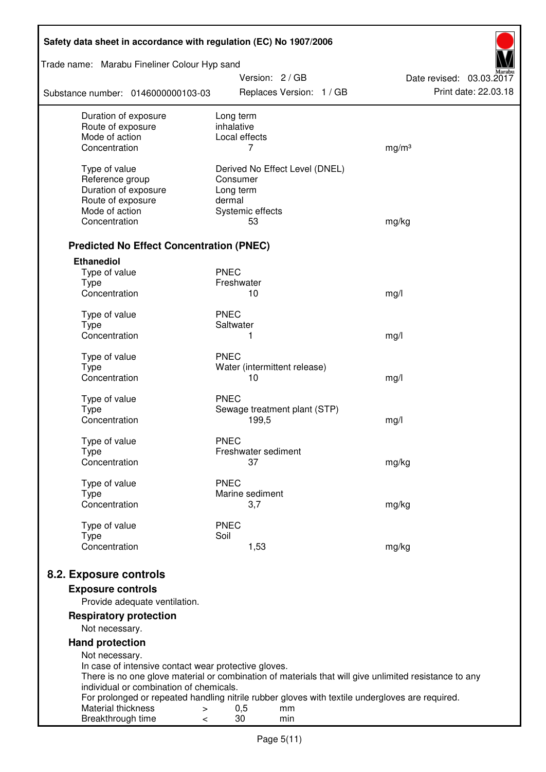| | | |
|---|---|---|
| Duration of exposure | Long term | |
| Route of exposure | inhalative | |
| Mode of action | Local effects | |
| Concentration | 7 | mg/m³ |
| | | |
| Type of value | Derived No Effect Level (DNEL) | |
| Reference group | Consumer | |
| Duration of exposure | Long term | |
| Route of exposure | dermal | |
| Mode of action | Systemic effects | |
| Concentration | 53 | mg/kg |

### Predicted No Effect Concentration (PNEC)

**Ethanediol**

| | | |
|---|---|---|
| Type of value | PNEC | |
| Type | Freshwater | |
| Concentration | 10 | mg/l |
| | | |
| Type of value | PNEC | |
| Type | Saltwater | |
| Concentration | 1 | mg/l |
| | | |
| Type of value | PNEC | |
| Type | Water (intermittent release) | |
| Concentration | 10 | mg/l |
| | | |
| Type of value | PNEC | |
| Type | Sewage treatment plant (STP) | |
| Concentration | 199,5 | mg/l |
| | | |
| Type of value | PNEC | |
| Type | Freshwater sediment | |
| Concentration | 37 | mg/kg |
| | | |
| Type of value | PNEC | |
| Type | Marine sediment | |
| Concentration | 3,7 | mg/kg |
| | | |
| Type of value | PNEC | |
| Type | Soil | |
| Concentration | 1,53 | mg/kg |

## 8.2. Exposure controls

### Exposure controls

Provide adequate ventilation.

### Respiratory protection

Not necessary.

### Hand protection

Not necessary.
In case of intensive contact wear protective gloves.
There is no one glove material or combination of materials that will give unlimited resistance to any individual or combination of chemicals.
For prolonged or repeated handling nitrile rubber gloves with textile undergloves are required.

| | | | |
|---|---|---|---|
| Material thickness | > | 0,5 | mm |
| Breakthrough time | < | 30 | min |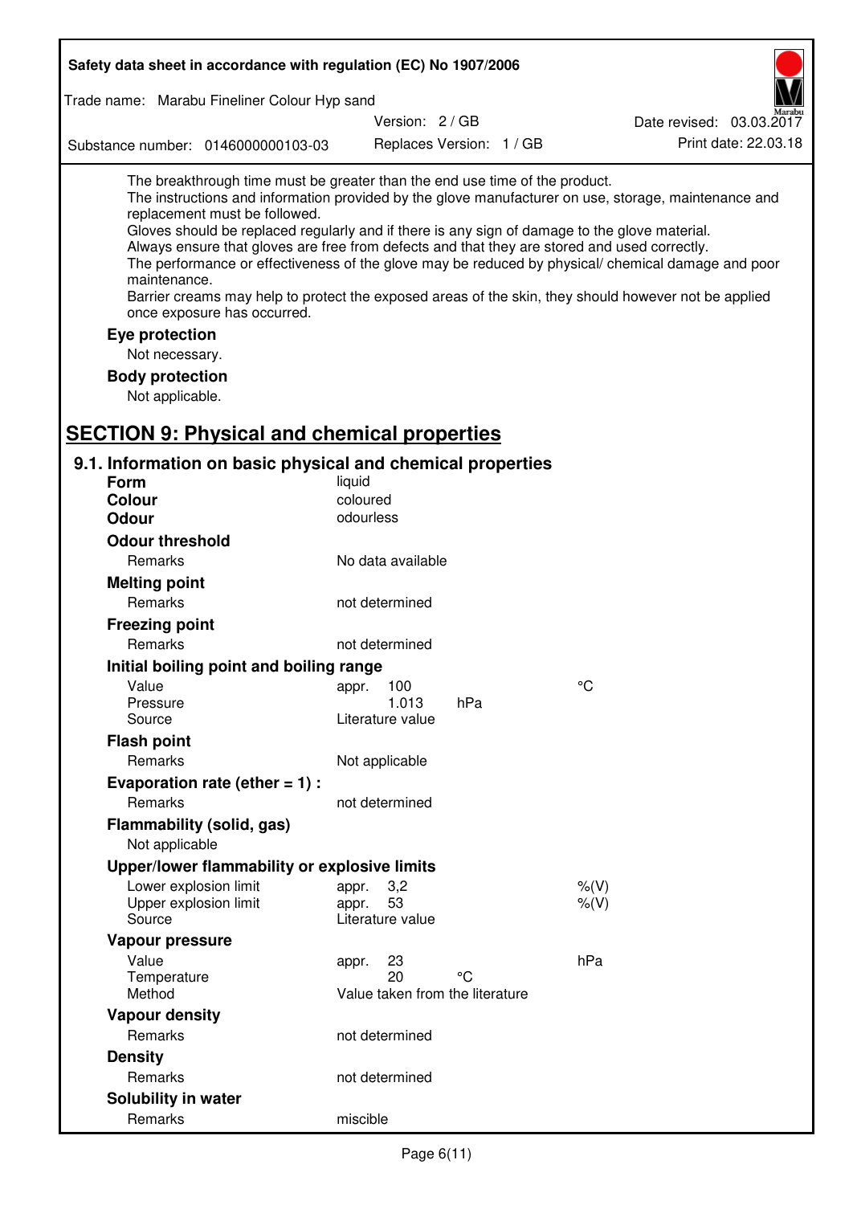The breakthrough time must be greater than the end use time of the product.
The instructions and information provided by the glove manufacturer on use, storage, maintenance and replacement must be followed.
Gloves should be replaced regularly and if there is any sign of damage to the glove material.
Always ensure that gloves are free from defects and that they are stored and used correctly.
The performance or effectiveness of the glove may be reduced by physical/ chemical damage and poor maintenance.
Barrier creams may help to protect the exposed areas of the skin, they should however not be applied once exposure has occurred.

**Eye protection**

Not necessary.

**Body protection**

Not applicable.

## SECTION 9: Physical and chemical properties

### 9.1. Information on basic physical and chemical properties

| | | | |
|---|---|---|---|
| **Form** | liquid | | |
| **Colour** | coloured | | |
| **Odour** | odourless | | |
| **Odour threshold** | | | |
| Remarks | No data available | | |
| **Melting point** | | | |
| Remarks | not determined | | |
| **Freezing point** | | | |
| Remarks | not determined | | |
| **Initial boiling point and boiling range** | | | |
| Value | appr. 100 | | °C |
| Pressure | 1.013 | hPa | |
| Source | Literature value | | |
| **Flash point** | | | |
| Remarks | Not applicable | | |
| **Evaporation rate (ether = 1) :** | | | |
| Remarks | not determined | | |
| **Flammability (solid, gas)** | | | |
| Not applicable | | | |
| **Upper/lower flammability or explosive limits** | | | |
| Lower explosion limit | appr. 3,2 | | %(V) |
| Upper explosion limit | appr. 53 | | %(V) |
| Source | Literature value | | |
| **Vapour pressure** | | | |
| Value | appr. 23 | | hPa |
| Temperature | 20 | °C | |
| Method | Value taken from the literature | | |
| **Vapour density** | | | |
| Remarks | not determined | | |
| **Density** | | | |
| Remarks | not determined | | |
| **Solubility in water** | | | |
| Remarks | miscible | | |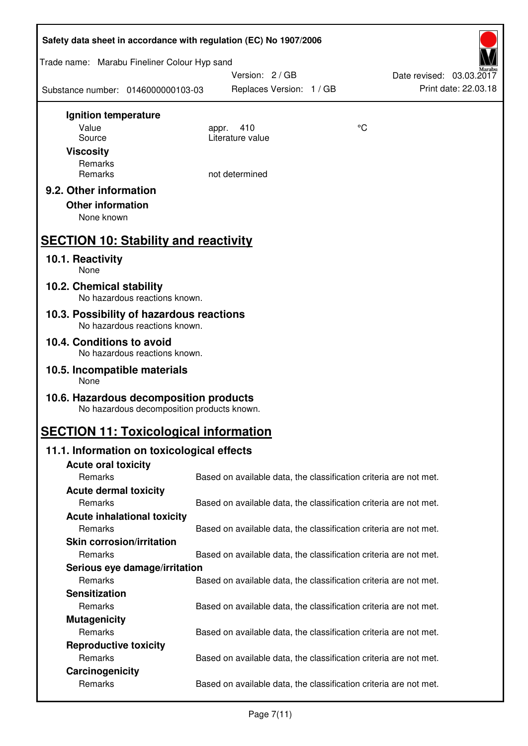**Ignition temperature**

| | | |
|---|---|---|
| Value | appr. 410 | °C |
| Source | Literature value | |

**Viscosity**

| | |
|---|---|
| Remarks | |
| Remarks | not determined |

### 9.2. Other information

**Other information**

None known

## SECTION 10: Stability and reactivity

### 10.1. Reactivity

None

### 10.2. Chemical stability

No hazardous reactions known.

### 10.3. Possibility of hazardous reactions

No hazardous reactions known.

### 10.4. Conditions to avoid

No hazardous reactions known.

### 10.5. Incompatible materials

None

### 10.6. Hazardous decomposition products

No hazardous decomposition products known.

## SECTION 11: Toxicological information

### 11.1. Information on toxicological effects

**Acute oral toxicity**

Remarks: Based on available data, the classification criteria are not met.

**Acute dermal toxicity**

Remarks: Based on available data, the classification criteria are not met.

**Acute inhalational toxicity**

Remarks: Based on available data, the classification criteria are not met.

**Skin corrosion/irritation**

Remarks: Based on available data, the classification criteria are not met.

**Serious eye damage/irritation**

Remarks: Based on available data, the classification criteria are not met.

**Sensitization**

Remarks: Based on available data, the classification criteria are not met.

**Mutagenicity**

Remarks: Based on available data, the classification criteria are not met.

**Reproductive toxicity**

Remarks: Based on available data, the classification criteria are not met.

**Carcinogenicity**

Remarks: Based on available data, the classification criteria are not met.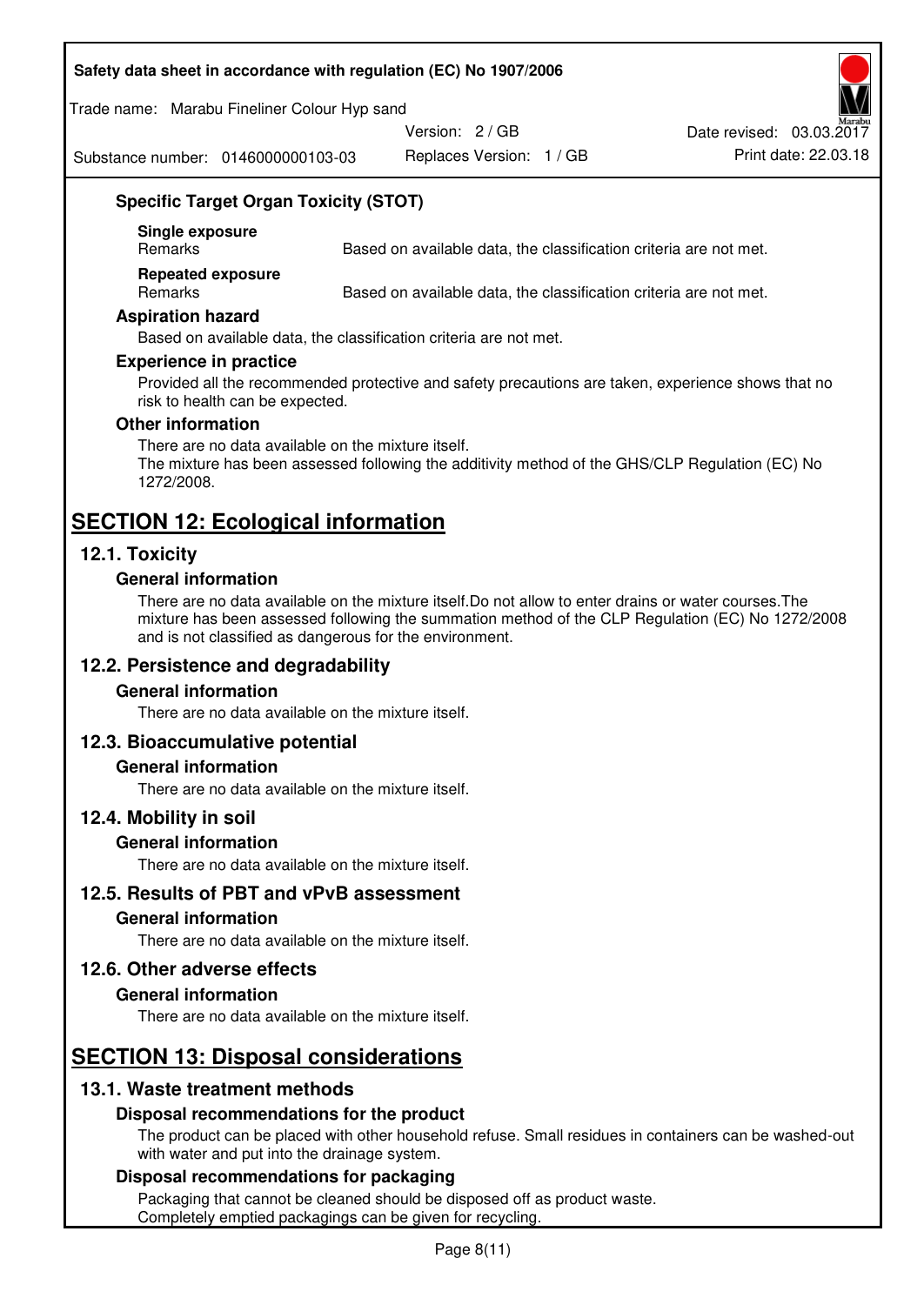### Specific Target Organ Toxicity (STOT)

**Single exposure**

| Remarks | Based on available data, the classification criteria are not met. |
|---|---|

**Repeated exposure**

| Remarks | Based on available data, the classification criteria are not met. |
|---|---|

### Aspiration hazard

Based on available data, the classification criteria are not met.

### Experience in practice

Provided all the recommended protective and safety precautions are taken, experience shows that no risk to health can be expected.

### Other information

There are no data available on the mixture itself.
The mixture has been assessed following the additivity method of the GHS/CLP Regulation (EC) No 1272/2008.

# SECTION 12: Ecological information

## 12.1. Toxicity

### General information

There are no data available on the mixture itself.Do not allow to enter drains or water courses.The mixture has been assessed following the summation method of the CLP Regulation (EC) No 1272/2008 and is not classified as dangerous for the environment.

## 12.2. Persistence and degradability

### General information

There are no data available on the mixture itself.

## 12.3. Bioaccumulative potential

### General information

There are no data available on the mixture itself.

## 12.4. Mobility in soil

### General information

There are no data available on the mixture itself.

## 12.5. Results of PBT and vPvB assessment

### General information

There are no data available on the mixture itself.

## 12.6. Other adverse effects

### General information

There are no data available on the mixture itself.

# SECTION 13: Disposal considerations

## 13.1. Waste treatment methods

### Disposal recommendations for the product

The product can be placed with other household refuse. Small residues in containers can be washed-out with water and put into the drainage system.

### Disposal recommendations for packaging

Packaging that cannot be cleaned should be disposed off as product waste.
Completely emptied packagings can be given for recycling.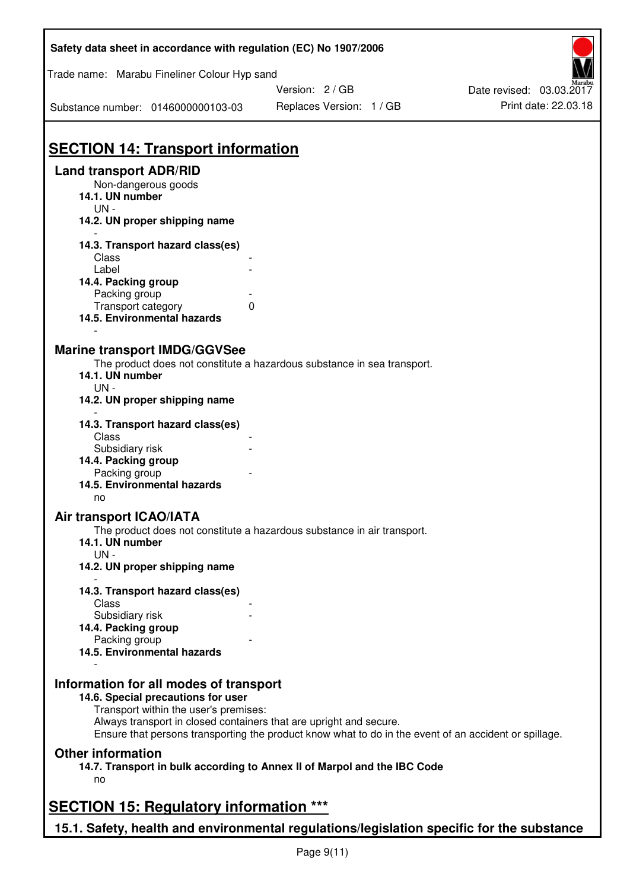## SECTION 14: Transport information

### Land transport ADR/RID

Non-dangerous goods

**14.1. UN number**

UN -

**14.2. UN proper shipping name**

-

**14.3. Transport hazard class(es)**

Class -

Label -

**14.4. Packing group**

Packing group -

Transport category 0

**14.5. Environmental hazards**

-

### Marine transport IMDG/GGVSee

The product does not constitute a hazardous substance in sea transport.

**14.1. UN number**

UN -

**14.2. UN proper shipping name**

-

**14.3. Transport hazard class(es)**

Class -

Subsidiary risk -

**14.4. Packing group**

Packing group -

**14.5. Environmental hazards**

no

### Air transport ICAO/IATA

The product does not constitute a hazardous substance in air transport.

**14.1. UN number**

UN -

**14.2. UN proper shipping name**

-

**14.3. Transport hazard class(es)**

Class -

Subsidiary risk -

**14.4. Packing group**

Packing group -

**14.5. Environmental hazards**

-

### Information for all modes of transport

**14.6. Special precautions for user**

Transport within the user's premises:
Always transport in closed containers that are upright and secure.
Ensure that persons transporting the product know what to do in the event of an accident or spillage.

### Other information

**14.7. Transport in bulk according to Annex II of Marpol and the IBC Code**

no

## SECTION 15: Regulatory information ***

### 15.1. Safety, health and environmental regulations/legislation specific for the substance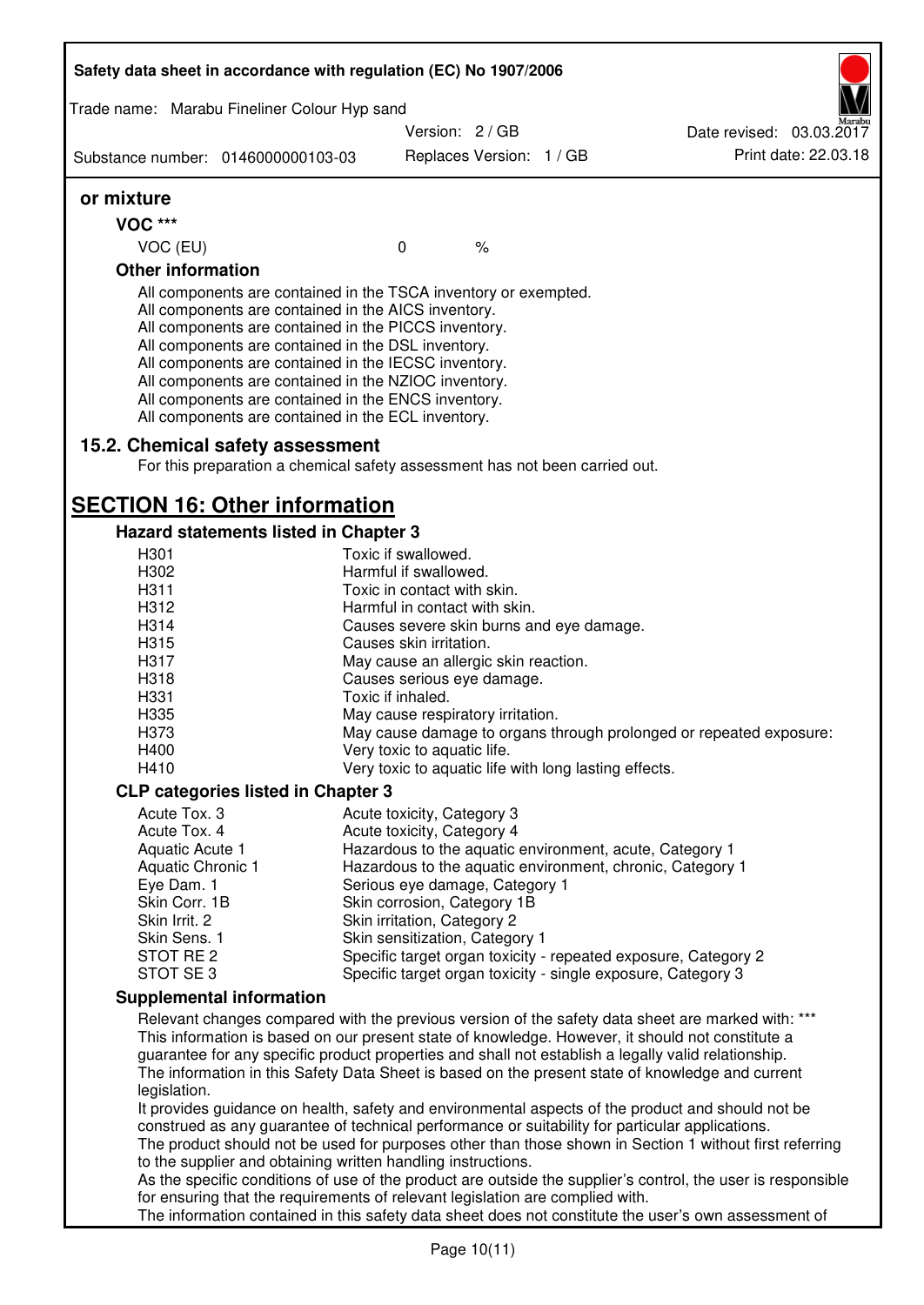**or mixture**

**VOC *****

| VOC (EU) | 0 | % |
|---|---|---|

**Other information**

All components are contained in the TSCA inventory or exempted.
All components are contained in the AICS inventory.
All components are contained in the PICCS inventory.
All components are contained in the DSL inventory.
All components are contained in the IECSC inventory.
All components are contained in the NZIOC inventory.
All components are contained in the ENCS inventory.
All components are contained in the ECL inventory.

## 15.2. Chemical safety assessment

For this preparation a chemical safety assessment has not been carried out.

# SECTION 16: Other information

### Hazard statements listed in Chapter 3

| | |
|---|---|
| H301 | Toxic if swallowed. |
| H302 | Harmful if swallowed. |
| H311 | Toxic in contact with skin. |
| H312 | Harmful in contact with skin. |
| H314 | Causes severe skin burns and eye damage. |
| H315 | Causes skin irritation. |
| H317 | May cause an allergic skin reaction. |
| H318 | Causes serious eye damage. |
| H331 | Toxic if inhaled. |
| H335 | May cause respiratory irritation. |
| H373 | May cause damage to organs through prolonged or repeated exposure: |
| H400 | Very toxic to aquatic life. |
| H410 | Very toxic to aquatic life with long lasting effects. |

### CLP categories listed in Chapter 3

| | |
|---|---|
| Acute Tox. 3 | Acute toxicity, Category 3 |
| Acute Tox. 4 | Acute toxicity, Category 4 |
| Aquatic Acute 1 | Hazardous to the aquatic environment, acute, Category 1 |
| Aquatic Chronic 1 | Hazardous to the aquatic environment, chronic, Category 1 |
| Eye Dam. 1 | Serious eye damage, Category 1 |
| Skin Corr. 1B | Skin corrosion, Category 1B |
| Skin Irrit. 2 | Skin irritation, Category 2 |
| Skin Sens. 1 | Skin sensitization, Category 1 |
| STOT RE 2 | Specific target organ toxicity - repeated exposure, Category 2 |
| STOT SE 3 | Specific target organ toxicity - single exposure, Category 3 |

### Supplemental information

Relevant changes compared with the previous version of the safety data sheet are marked with: ***
This information is based on our present state of knowledge. However, it should not constitute a guarantee for any specific product properties and shall not establish a legally valid relationship.
The information in this Safety Data Sheet is based on the present state of knowledge and current legislation.
It provides guidance on health, safety and environmental aspects of the product and should not be construed as any guarantee of technical performance or suitability for particular applications.
The product should not be used for purposes other than those shown in Section 1 without first referring to the supplier and obtaining written handling instructions.
As the specific conditions of use of the product are outside the supplier's control, the user is responsible for ensuring that the requirements of relevant legislation are complied with.
The information contained in this safety data sheet does not constitute the user's own assessment of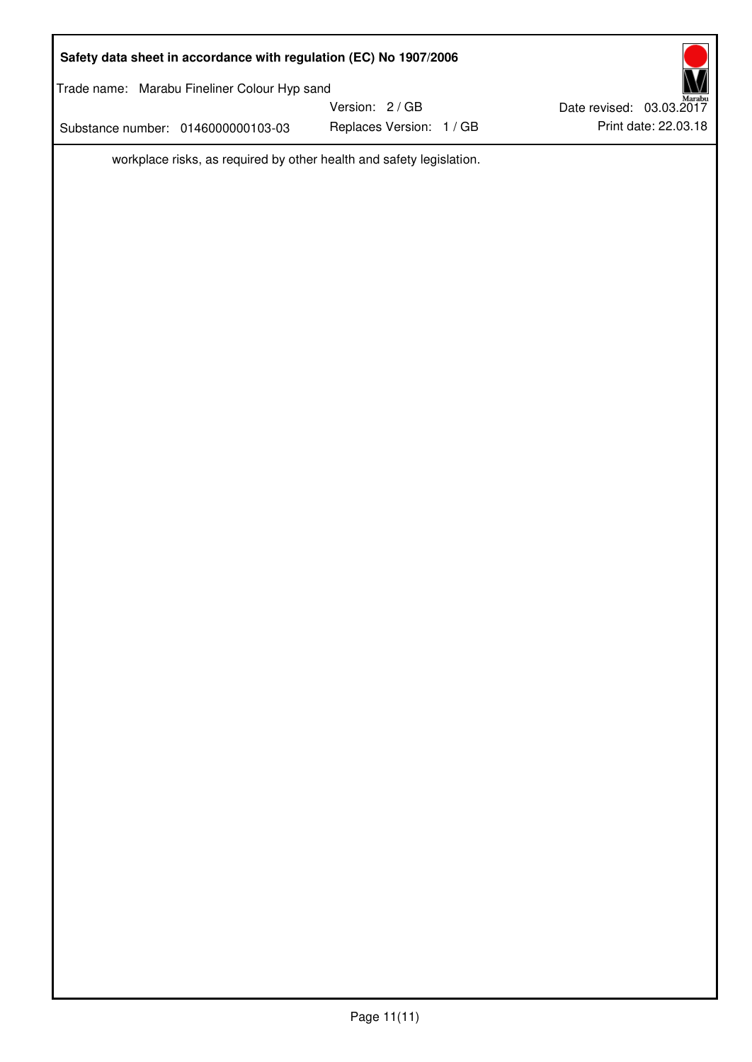workplace risks, as required by other health and safety legislation.